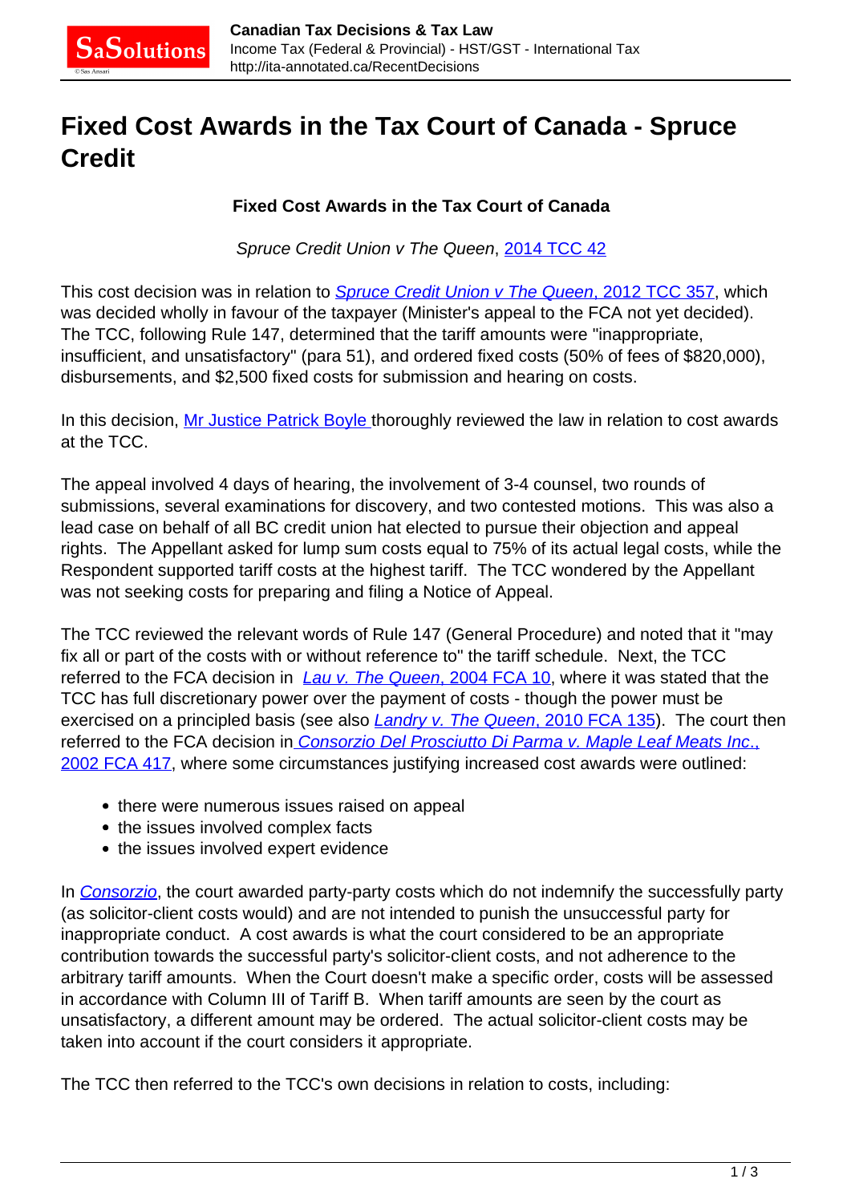# Fixed Cost Awards in the Tax Court of Canada - Spruce Credit

**Fixed Cost Awards in the Tax Court of Canada**

*Spruce Credit Union v The Queen*, 2014 TCC 42

This cost decision was in relation to *Spruce Credit Union v The Queen*, 2012 TCC 357, which was decided wholly in favour of the taxpayer (Minister's appeal to the FCA not yet decided). The TCC, following Rule 147, determined that the tariff amounts were "inappropriate, insufficient, and unsatisfactory" (para 51), and ordered fixed costs (50% of fees of $820,000), disbursements, and $2,500 fixed costs for submission and hearing on costs.

In this decision, Mr Justice Patrick Boyle thoroughly reviewed the law in relation to cost awards at the TCC.

The appeal involved 4 days of hearing, the involvement of 3-4 counsel, two rounds of submissions, several examinations for discovery, and two contested motions. This was also a lead case on behalf of all BC credit union hat elected to pursue their objection and appeal rights. The Appellant asked for lump sum costs equal to 75% of its actual legal costs, while the Respondent supported tariff costs at the highest tariff. The TCC wondered by the Appellant was not seeking costs for preparing and filing a Notice of Appeal.

The TCC reviewed the relevant words of Rule 147 (General Procedure) and noted that it "may fix all or part of the costs with or without reference to" the tariff schedule. Next, the TCC referred to the FCA decision in *Lau v. The Queen*, 2004 FCA 10, where it was stated that the TCC has full discretionary power over the payment of costs - though the power must be exercised on a principled basis (see also *Landry v. The Queen*, 2010 FCA 135). The court then referred to the FCA decision in *Consorzio Del Prosciutto Di Parma v. Maple Leaf Meats Inc.*, 2002 FCA 417, where some circumstances justifying increased cost awards were outlined:

- there were numerous issues raised on appeal
- the issues involved complex facts
- the issues involved expert evidence

In *Consorzio*, the court awarded party-party costs which do not indemnify the successfully party (as solicitor-client costs would) and are not intended to punish the unsuccessful party for inappropriate conduct. A cost awards is what the court considered to be an appropriate contribution towards the successful party's solicitor-client costs, and not adherence to the arbitrary tariff amounts. When the Court doesn't make a specific order, costs will be assessed in accordance with Column III of Tariff B. When tariff amounts are seen by the court as unsatisfactory, a different amount may be ordered. The actual solicitor-client costs may be taken into account if the court considers it appropriate.

The TCC then referred to the TCC's own decisions in relation to costs, including: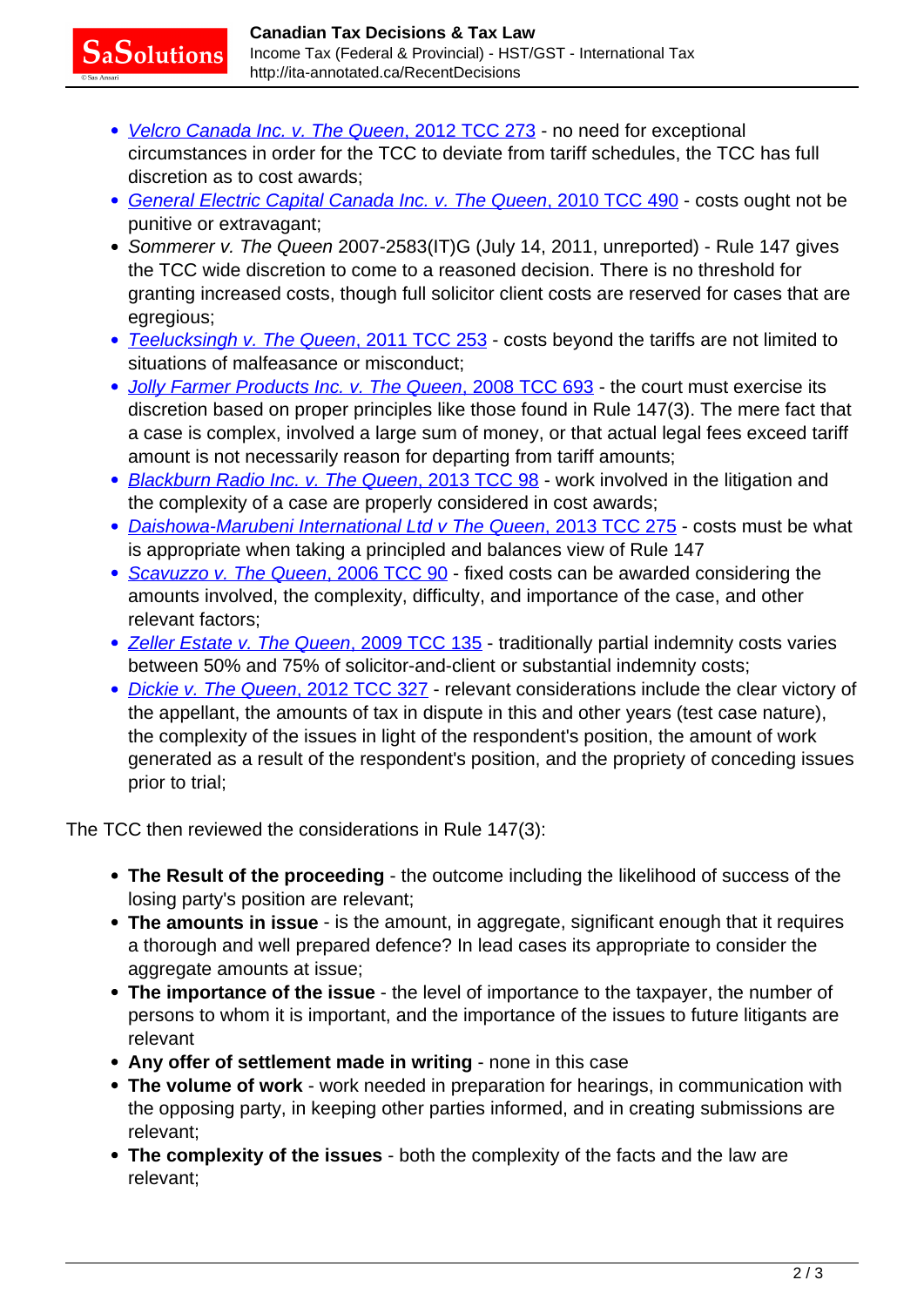- *Velcro Canada Inc. v. The Queen*, 2012 TCC 273 - no need for exceptional circumstances in order for the TCC to deviate from tariff schedules, the TCC has full discretion as to cost awards;
- *General Electric Capital Canada Inc. v. The Queen*, 2010 TCC 490 - costs ought not be punitive or extravagant;
- *Sommerer v. The Queen* 2007-2583(IT)G (July 14, 2011, unreported) - Rule 147 gives the TCC wide discretion to come to a reasoned decision. There is no threshold for granting increased costs, though full solicitor client costs are reserved for cases that are egregious;
- *Teelucksingh v. The Queen*, 2011 TCC 253 - costs beyond the tariffs are not limited to situations of malfeasance or misconduct;
- *Jolly Farmer Products Inc. v. The Queen*, 2008 TCC 693 - the court must exercise its discretion based on proper principles like those found in Rule 147(3). The mere fact that a case is complex, involved a large sum of money, or that actual legal fees exceed tariff amount is not necessarily reason for departing from tariff amounts;
- *Blackburn Radio Inc. v. The Queen*, 2013 TCC 98 - work involved in the litigation and the complexity of a case are properly considered in cost awards;
- *Daishowa-Marubeni International Ltd v The Queen*, 2013 TCC 275 - costs must be what is appropriate when taking a principled and balances view of Rule 147
- *Scavuzzo v. The Queen*, 2006 TCC 90 - fixed costs can be awarded considering the amounts involved, the complexity, difficulty, and importance of the case, and other relevant factors;
- *Zeller Estate v. The Queen*, 2009 TCC 135 - traditionally partial indemnity costs varies between 50% and 75% of solicitor-and-client or substantial indemnity costs;
- *Dickie v. The Queen*, 2012 TCC 327 - relevant considerations include the clear victory of the appellant, the amounts of tax in dispute in this and other years (test case nature), the complexity of the issues in light of the respondent's position, the amount of work generated as a result of the respondent's position, and the propriety of conceding issues prior to trial;

The TCC then reviewed the considerations in Rule 147(3):

- **The Result of the proceeding** - the outcome including the likelihood of success of the losing party's position are relevant;
- **The amounts in issue** - is the amount, in aggregate, significant enough that it requires a thorough and well prepared defence? In lead cases its appropriate to consider the aggregate amounts at issue;
- **The importance of the issue** - the level of importance to the taxpayer, the number of persons to whom it is important, and the importance of the issues to future litigants are relevant
- **Any offer of settlement made in writing** - none in this case
- **The volume of work** - work needed in preparation for hearings, in communication with the opposing party, in keeping other parties informed, and in creating submissions are relevant;
- **The complexity of the issues** - both the complexity of the facts and the law are relevant;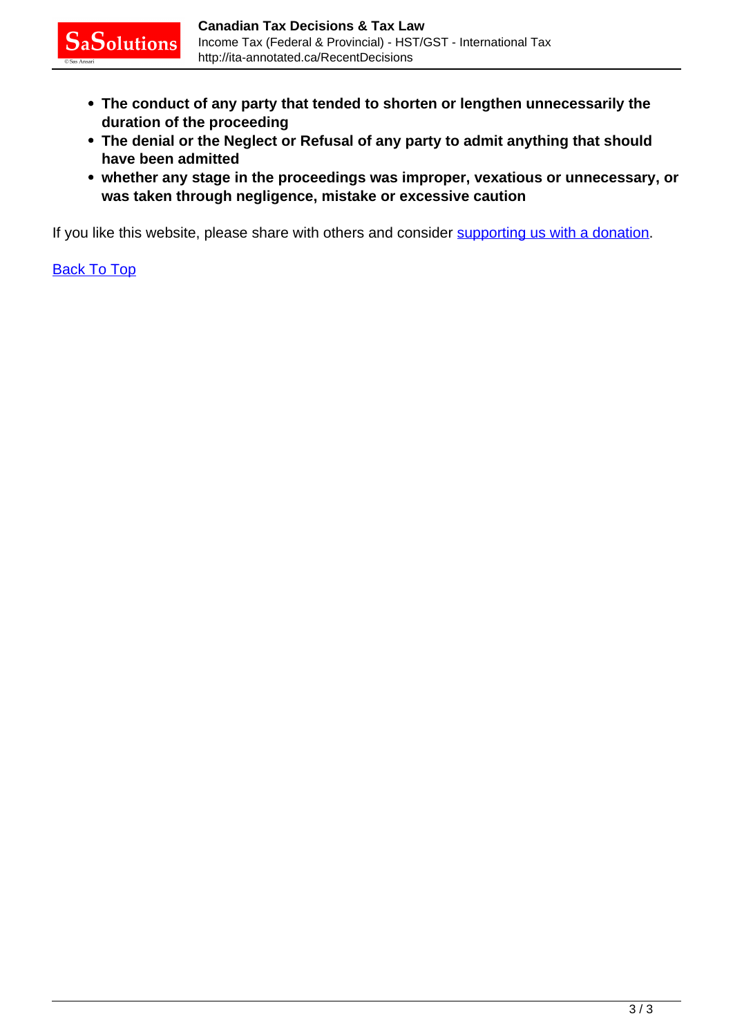- **The conduct of any party that tended to shorten or lengthen unnecessarily the duration of the proceeding**
- **The denial or the Neglect or Refusal of any party to admit anything that should have been admitted**
- **whether any stage in the proceedings was improper, vexatious or unnecessary, or was taken through negligence, mistake or excessive caution**

If you like this website, please share with others and consider supporting us with a donation.

Back To Top